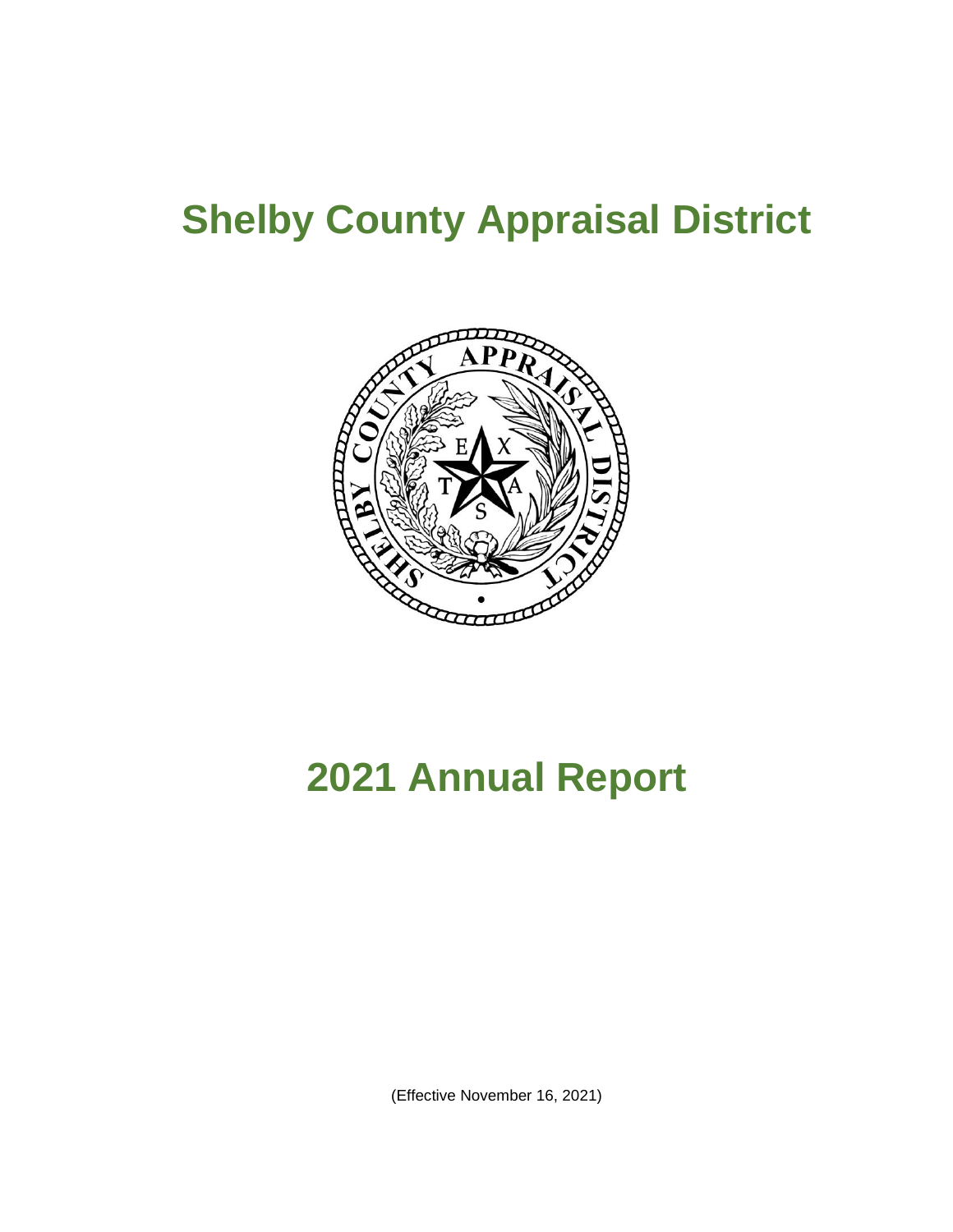# Shelby County Appraisal District

# 2021 Annual Report

(Effective November 16, 2021)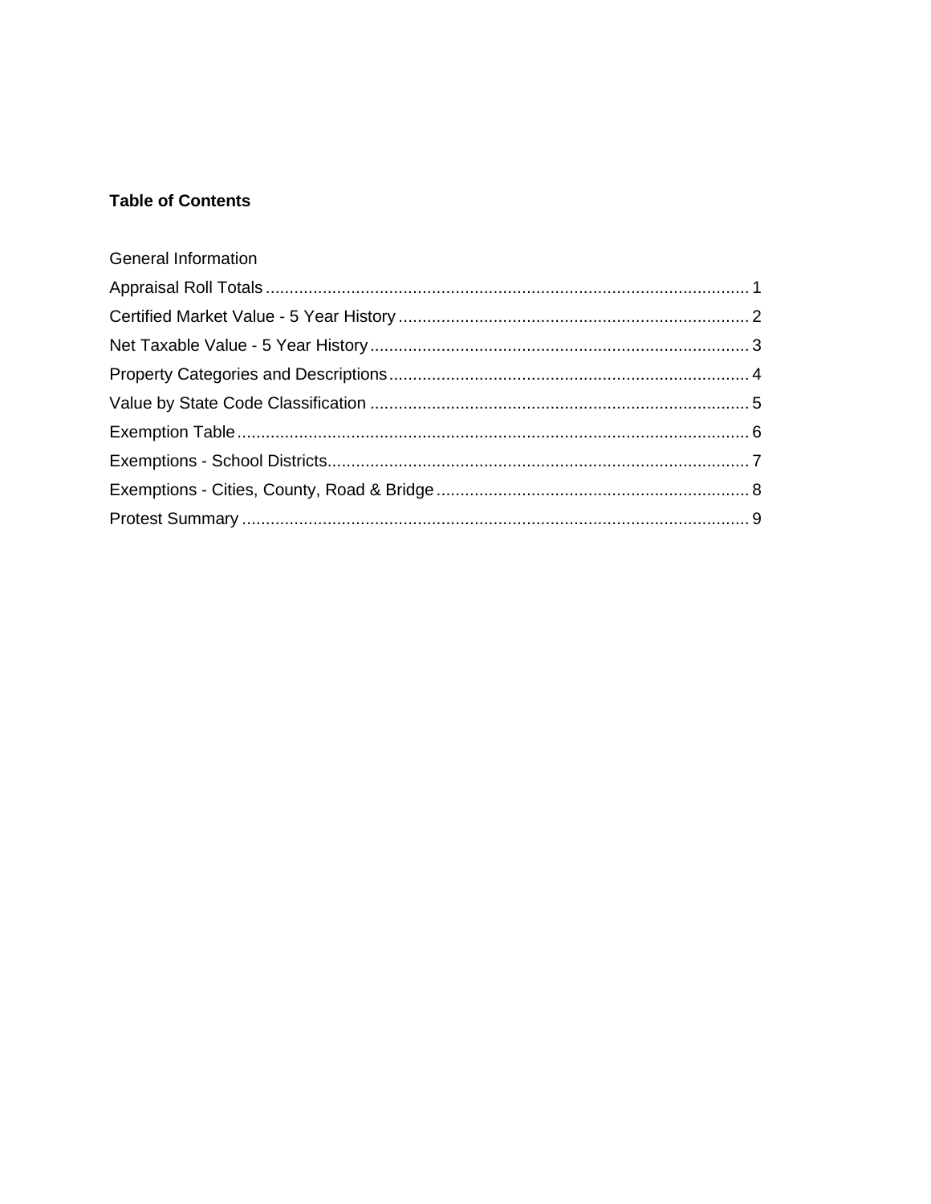**Table of Contents**

General Information

Appraisal Roll Totals ........................................................................................................ 1
Certified Market Value - 5 Year History .......................................................................... 2
Net Taxable Value - 5 Year History ................................................................................ 3
Property Categories and Descriptions ............................................................................ 4
Value by State Code Classification ................................................................................ 5
Exemption Table ............................................................................................................ 6
Exemptions - School Districts......................................................................................... 7
Exemptions - Cities, County, Road & Bridge .................................................................. 8
Protest Summary ........................................................................................................... 9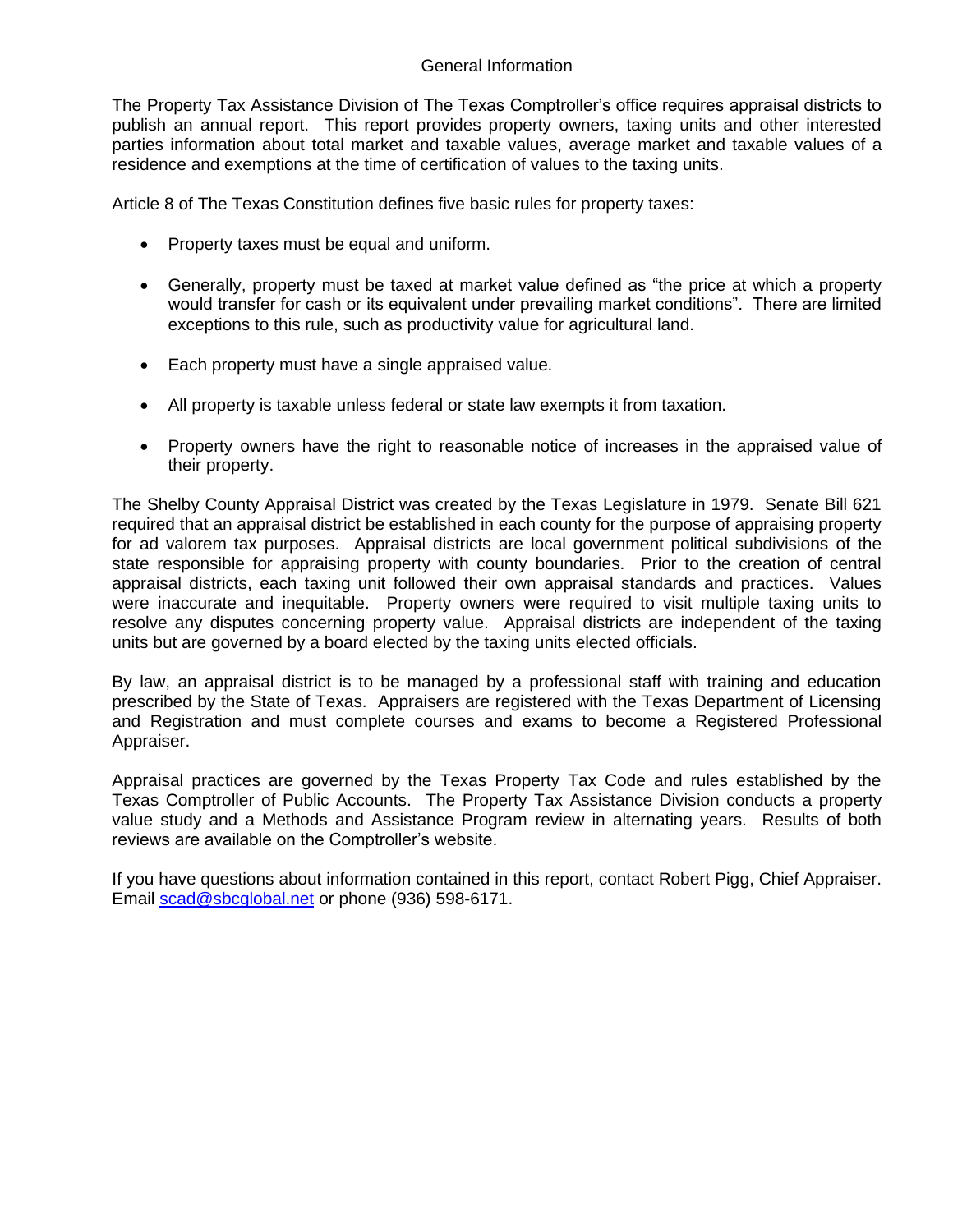## General Information

The Property Tax Assistance Division of The Texas Comptroller's office requires appraisal districts to publish an annual report. This report provides property owners, taxing units and other interested parties information about total market and taxable values, average market and taxable values of a residence and exemptions at the time of certification of values to the taxing units.

Article 8 of The Texas Constitution defines five basic rules for property taxes:

- Property taxes must be equal and uniform.
- Generally, property must be taxed at market value defined as "the price at which a property would transfer for cash or its equivalent under prevailing market conditions". There are limited exceptions to this rule, such as productivity value for agricultural land.
- Each property must have a single appraised value.
- All property is taxable unless federal or state law exempts it from taxation.
- Property owners have the right to reasonable notice of increases in the appraised value of their property.

The Shelby County Appraisal District was created by the Texas Legislature in 1979. Senate Bill 621 required that an appraisal district be established in each county for the purpose of appraising property for ad valorem tax purposes. Appraisal districts are local government political subdivisions of the state responsible for appraising property with county boundaries. Prior to the creation of central appraisal districts, each taxing unit followed their own appraisal standards and practices. Values were inaccurate and inequitable. Property owners were required to visit multiple taxing units to resolve any disputes concerning property value. Appraisal districts are independent of the taxing units but are governed by a board elected by the taxing units elected officials.

By law, an appraisal district is to be managed by a professional staff with training and education prescribed by the State of Texas. Appraisers are registered with the Texas Department of Licensing and Registration and must complete courses and exams to become a Registered Professional Appraiser.

Appraisal practices are governed by the Texas Property Tax Code and rules established by the Texas Comptroller of Public Accounts. The Property Tax Assistance Division conducts a property value study and a Methods and Assistance Program review in alternating years. Results of both reviews are available on the Comptroller's website.

If you have questions about information contained in this report, contact Robert Pigg, Chief Appraiser. Email scad@sbcglobal.net or phone (936) 598-6171.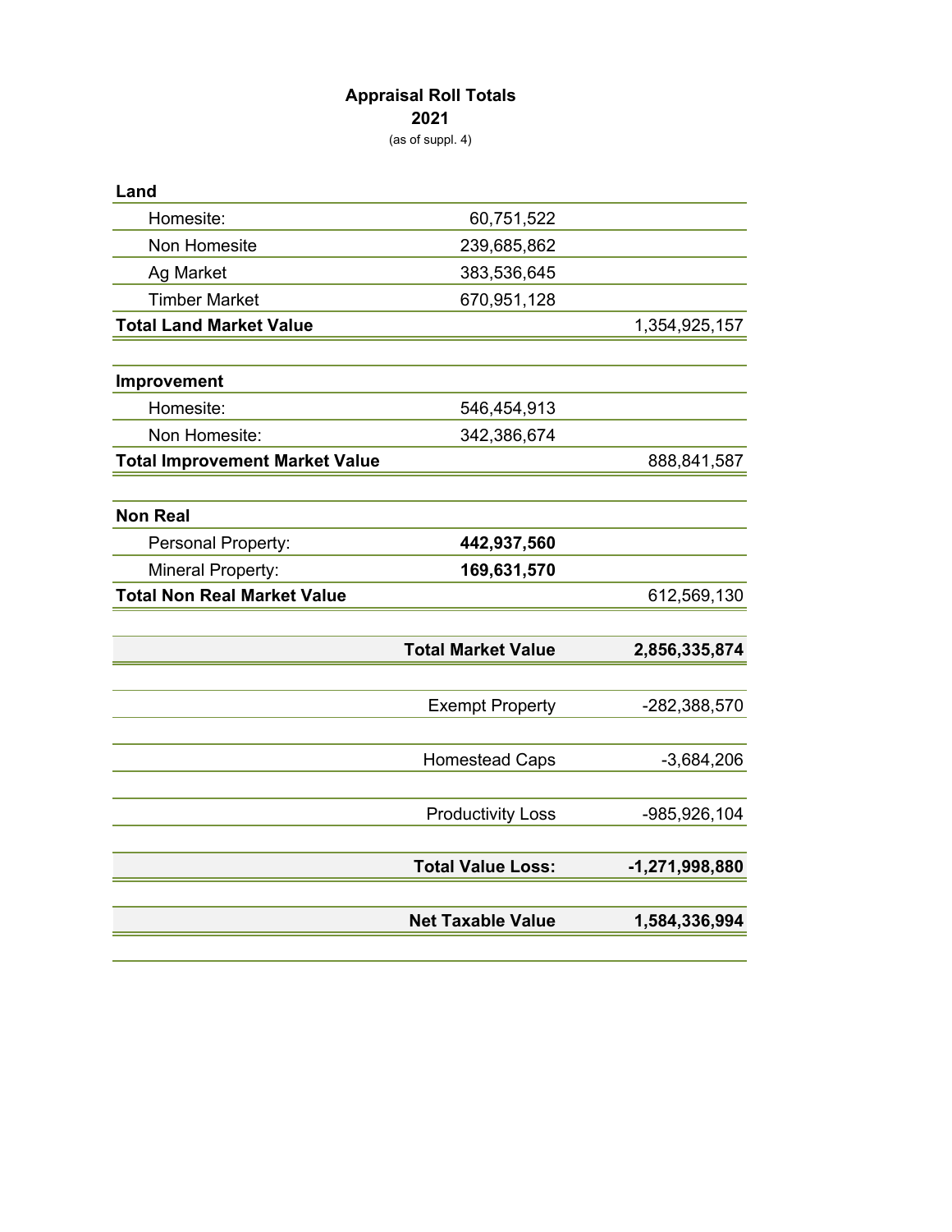**Appraisal Roll Totals**
**2021**
(as of suppl. 4)

| | | |
|---|---|---|
| **Land** | | |
| Homesite: | 60,751,522 | |
| Non Homesite | 239,685,862 | |
| Ag Market | 383,536,645 | |
| Timber Market | 670,951,128 | |
| **Total Land Market Value** | | 1,354,925,157 |
| | | |
| **Improvement** | | |
| Homesite: | 546,454,913 | |
| Non Homesite: | 342,386,674 | |
| **Total Improvement Market Value** | | 888,841,587 |
| | | |
| **Non Real** | | |
| Personal Property: | **442,937,560** | |
| Mineral Property: | **169,631,570** | |
| **Total Non Real Market Value** | | 612,569,130 |
| | | |
| | **Total Market Value** | **2,856,335,874** |
| | | |
| | Exempt Property | -282,388,570 |
| | Homestead Caps | -3,684,206 |
| | Productivity Loss | -985,926,104 |
| | **Total Value Loss:** | **-1,271,998,880** |
| | | |
| | **Net Taxable Value** | **1,584,336,994** |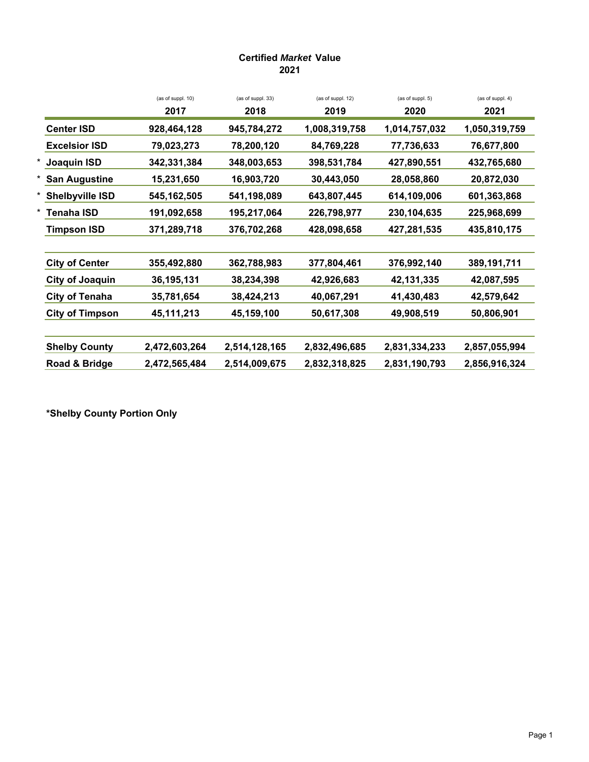**Certified *Market* Value**
**2021**

| | (as of suppl. 10) 2017 | (as of suppl. 33) 2018 | (as of suppl. 12) 2019 | (as of suppl. 5) 2020 | (as of suppl. 4) 2021 |
|---|---|---|---|---|---|
| **Center ISD** | **928,464,128** | **945,784,272** | **1,008,319,758** | **1,014,757,032** | **1,050,319,759** |
| **Excelsior ISD** | **79,023,273** | **78,200,120** | **84,769,228** | **77,736,633** | **76,677,800** |
| * **Joaquin ISD** | **342,331,384** | **348,003,653** | **398,531,784** | **427,890,551** | **432,765,680** |
| * **San Augustine** | **15,231,650** | **16,903,720** | **30,443,050** | **28,058,860** | **20,872,030** |
| * **Shelbyville ISD** | **545,162,505** | **541,198,089** | **643,807,445** | **614,109,006** | **601,363,868** |
| * **Tenaha ISD** | **191,092,658** | **195,217,064** | **226,798,977** | **230,104,635** | **225,968,699** |
| **Timpson ISD** | **371,289,718** | **376,702,268** | **428,098,658** | **427,281,535** | **435,810,175** |
| | | | | | |
| **City of Center** | **355,492,880** | **362,788,983** | **377,804,461** | **376,992,140** | **389,191,711** |
| **City of Joaquin** | **36,195,131** | **38,234,398** | **42,926,683** | **42,131,335** | **42,087,595** |
| **City of Tenaha** | **35,781,654** | **38,424,213** | **40,067,291** | **41,430,483** | **42,579,642** |
| **City of Timpson** | **45,111,213** | **45,159,100** | **50,617,308** | **49,908,519** | **50,806,901** |
| | | | | | |
| **Shelby County** | **2,472,603,264** | **2,514,128,165** | **2,832,496,685** | **2,831,334,233** | **2,857,055,994** |
| **Road & Bridge** | **2,472,565,484** | **2,514,009,675** | **2,832,318,825** | **2,831,190,793** | **2,856,916,324** |

**\*Shelby County Portion Only**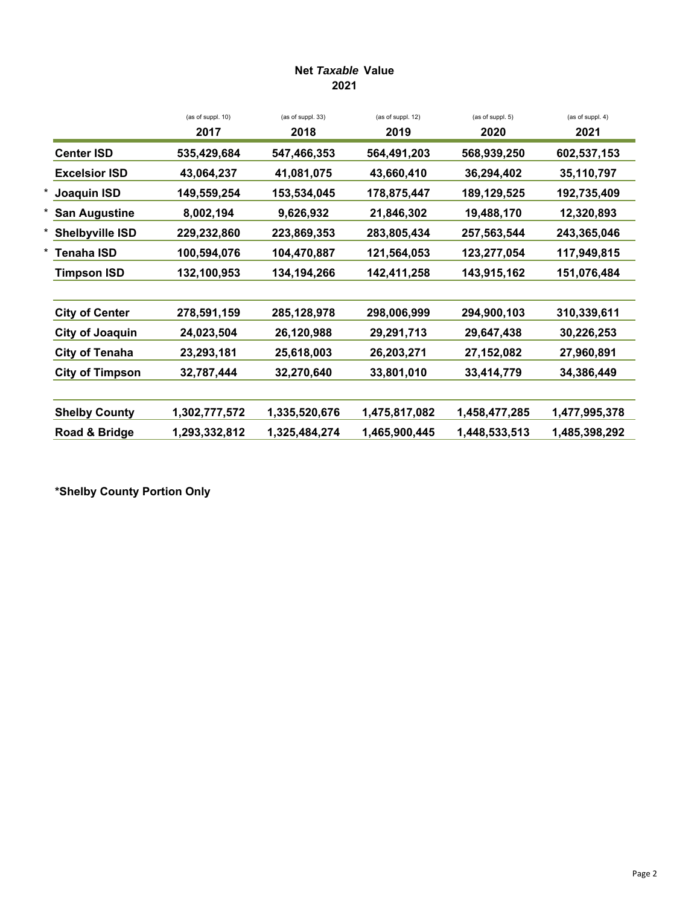## Net *Taxable* Value
## 2021

| | | (as of suppl. 10) 2017 | (as of suppl. 33) 2018 | (as of suppl. 12) 2019 | (as of suppl. 5) 2020 | (as of suppl. 4) 2021 |
|---|---|---|---|---|---|---|
| | **Center ISD** | **535,429,684** | **547,466,353** | **564,491,203** | **568,939,250** | **602,537,153** |
| | **Excelsior ISD** | **43,064,237** | **41,081,075** | **43,660,410** | **36,294,402** | **35,110,797** |
| * | **Joaquin ISD** | **149,559,254** | **153,534,045** | **178,875,447** | **189,129,525** | **192,735,409** |
| * | **San Augustine** | **8,002,194** | **9,626,932** | **21,846,302** | **19,488,170** | **12,320,893** |
| * | **Shelbyville ISD** | **229,232,860** | **223,869,353** | **283,805,434** | **257,563,544** | **243,365,046** |
| * | **Tenaha ISD** | **100,594,076** | **104,470,887** | **121,564,053** | **123,277,054** | **117,949,815** |
| | **Timpson ISD** | **132,100,953** | **134,194,266** | **142,411,258** | **143,915,162** | **151,076,484** |
| | | | | | | |
| | **City of Center** | **278,591,159** | **285,128,978** | **298,006,999** | **294,900,103** | **310,339,611** |
| | **City of Joaquin** | **24,023,504** | **26,120,988** | **29,291,713** | **29,647,438** | **30,226,253** |
| | **City of Tenaha** | **23,293,181** | **25,618,003** | **26,203,271** | **27,152,082** | **27,960,891** |
| | **City of Timpson** | **32,787,444** | **32,270,640** | **33,801,010** | **33,414,779** | **34,386,449** |
| | | | | | | |
| | **Shelby County** | **1,302,777,572** | **1,335,520,676** | **1,475,817,082** | **1,458,477,285** | **1,477,995,378** |
| | **Road & Bridge** | **1,293,332,812** | **1,325,484,274** | **1,465,900,445** | **1,448,533,513** | **1,485,398,292** |

**\*Shelby County Portion Only**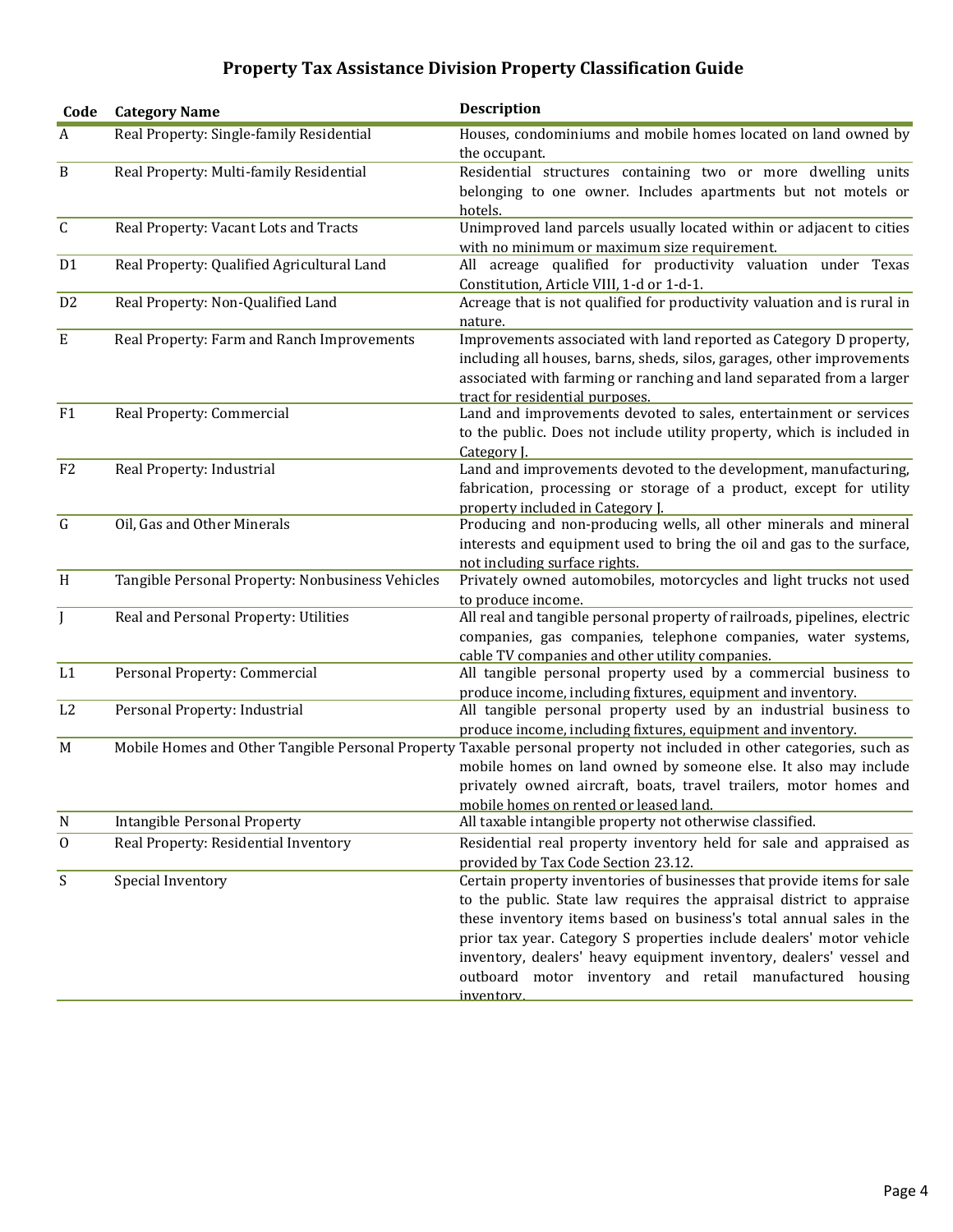# Property Tax Assistance Division Property Classification Guide

| Code | Category Name | Description |
|---|---|---|
| A | Real Property: Single-family Residential | Houses, condominiums and mobile homes located on land owned by the occupant. |
| B | Real Property: Multi-family Residential | Residential structures containing two or more dwelling units belonging to one owner. Includes apartments but not motels or hotels. |
| C | Real Property: Vacant Lots and Tracts | Unimproved land parcels usually located within or adjacent to cities with no minimum or maximum size requirement. |
| D1 | Real Property: Qualified Agricultural Land | All acreage qualified for productivity valuation under Texas Constitution, Article VIII, 1-d or 1-d-1. |
| D2 | Real Property: Non-Qualified Land | Acreage that is not qualified for productivity valuation and is rural in nature. |
| E | Real Property: Farm and Ranch Improvements | Improvements associated with land reported as Category D property, including all houses, barns, sheds, silos, garages, other improvements associated with farming or ranching and land separated from a larger tract for residential purposes. |
| F1 | Real Property: Commercial | Land and improvements devoted to sales, entertainment or services to the public. Does not include utility property, which is included in Category J. |
| F2 | Real Property: Industrial | Land and improvements devoted to the development, manufacturing, fabrication, processing or storage of a product, except for utility property included in Category J. |
| G | Oil, Gas and Other Minerals | Producing and non-producing wells, all other minerals and mineral interests and equipment used to bring the oil and gas to the surface, not including surface rights. |
| H | Tangible Personal Property: Nonbusiness Vehicles | Privately owned automobiles, motorcycles and light trucks not used to produce income. |
| J | Real and Personal Property: Utilities | All real and tangible personal property of railroads, pipelines, electric companies, gas companies, telephone companies, water systems, cable TV companies and other utility companies. |
| L1 | Personal Property: Commercial | All tangible personal property used by a commercial business to produce income, including fixtures, equipment and inventory. |
| L2 | Personal Property: Industrial | All tangible personal property used by an industrial business to produce income, including fixtures, equipment and inventory. |
| M | Mobile Homes and Other Tangible Personal Property | Taxable personal property not included in other categories, such as mobile homes on land owned by someone else. It also may include privately owned aircraft, boats, travel trailers, motor homes and mobile homes on rented or leased land. |
| N | Intangible Personal Property | All taxable intangible property not otherwise classified. |
| O | Real Property: Residential Inventory | Residential real property inventory held for sale and appraised as provided by Tax Code Section 23.12. |
| S | Special Inventory | Certain property inventories of businesses that provide items for sale to the public. State law requires the appraisal district to appraise these inventory items based on business's total annual sales in the prior tax year. Category S properties include dealers' motor vehicle inventory, dealers' heavy equipment inventory, dealers' vessel and outboard motor inventory and retail manufactured housing inventory. |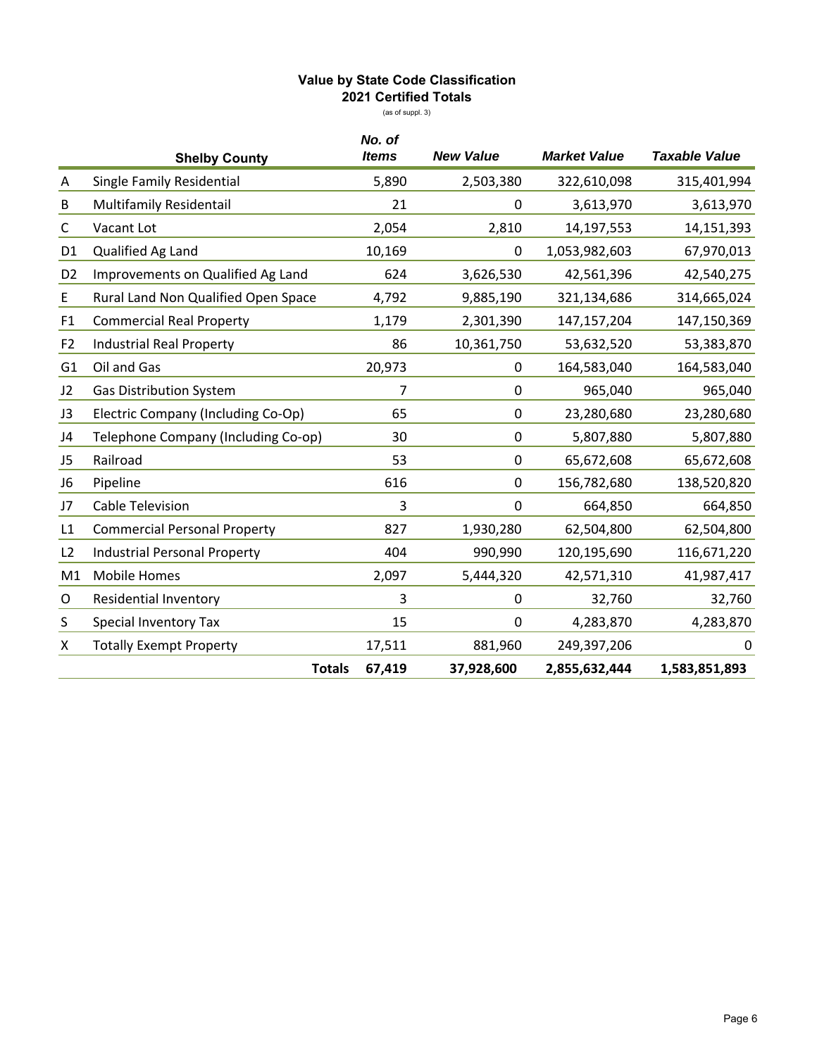### Value by State Code Classification
### 2021 Certified Totals
(as of suppl. 3)

| | Shelby County | No. of Items | New Value | Market Value | Taxable Value |
|---|---|---|---|---|---|
| A | Single Family Residential | 5,890 | 2,503,380 | 322,610,098 | 315,401,994 |
| B | Multifamily Residentail | 21 | 0 | 3,613,970 | 3,613,970 |
| C | Vacant Lot | 2,054 | 2,810 | 14,197,553 | 14,151,393 |
| D1 | Qualified Ag Land | 10,169 | 0 | 1,053,982,603 | 67,970,013 |
| D2 | Improvements on Qualified Ag Land | 624 | 3,626,530 | 42,561,396 | 42,540,275 |
| E | Rural Land Non Qualified Open Space | 4,792 | 9,885,190 | 321,134,686 | 314,665,024 |
| F1 | Commercial Real Property | 1,179 | 2,301,390 | 147,157,204 | 147,150,369 |
| F2 | Industrial Real Property | 86 | 10,361,750 | 53,632,520 | 53,383,870 |
| G1 | Oil and Gas | 20,973 | 0 | 164,583,040 | 164,583,040 |
| J2 | Gas Distribution System | 7 | 0 | 965,040 | 965,040 |
| J3 | Electric Company (Including Co-Op) | 65 | 0 | 23,280,680 | 23,280,680 |
| J4 | Telephone Company (Including Co-op) | 30 | 0 | 5,807,880 | 5,807,880 |
| J5 | Railroad | 53 | 0 | 65,672,608 | 65,672,608 |
| J6 | Pipeline | 616 | 0 | 156,782,680 | 138,520,820 |
| J7 | Cable Television | 3 | 0 | 664,850 | 664,850 |
| L1 | Commercial Personal Property | 827 | 1,930,280 | 62,504,800 | 62,504,800 |
| L2 | Industrial Personal Property | 404 | 990,990 | 120,195,690 | 116,671,220 |
| M1 | Mobile Homes | 2,097 | 5,444,320 | 42,571,310 | 41,987,417 |
| O | Residential Inventory | 3 | 0 | 32,760 | 32,760 |
| S | Special Inventory Tax | 15 | 0 | 4,283,870 | 4,283,870 |
| X | Totally Exempt Property | 17,511 | 881,960 | 249,397,206 | 0 |
| | **Totals** | **67,419** | **37,928,600** | **2,855,632,444** | **1,583,851,893** |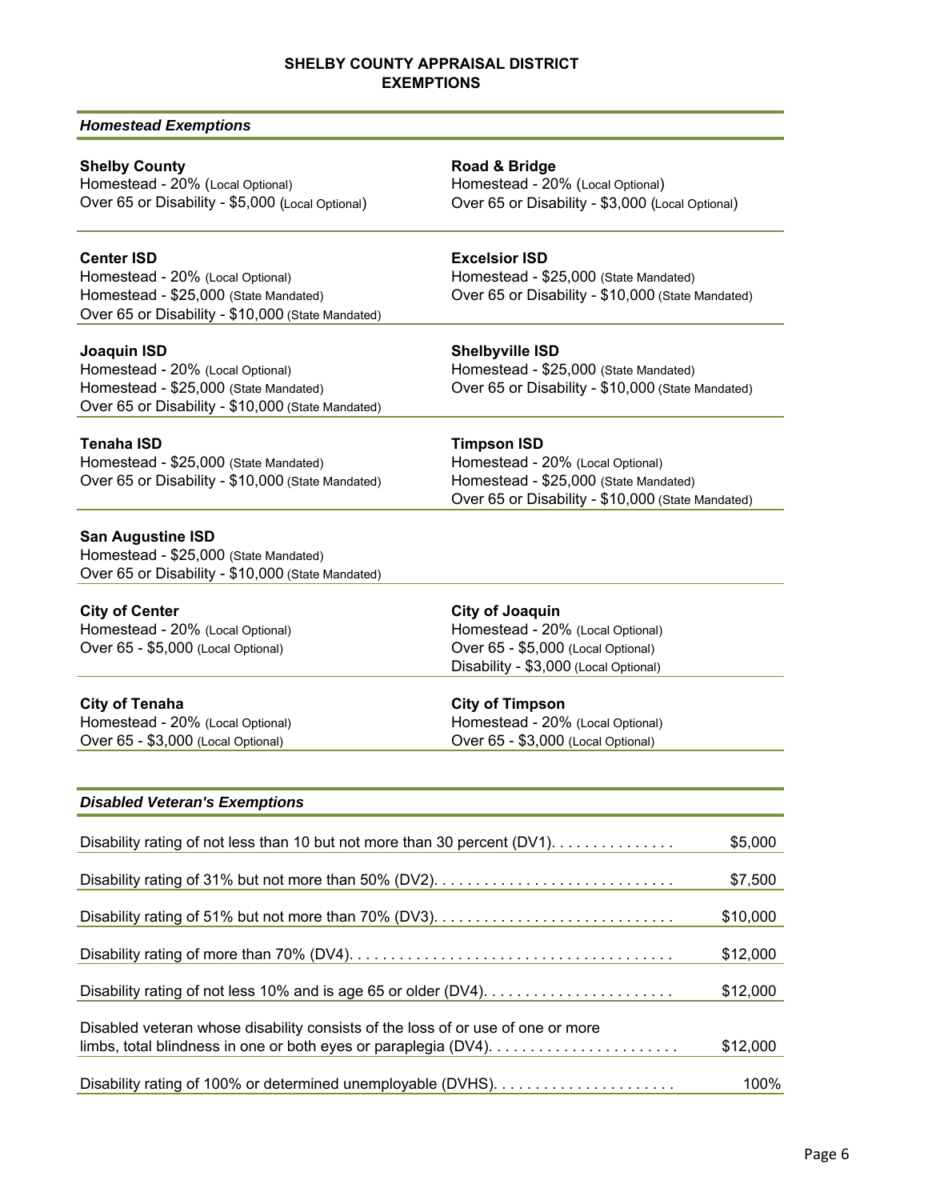# SHELBY COUNTY APPRAISAL DISTRICT
## EXEMPTIONS

### *Homestead Exemptions*

**Shelby County**
Homestead - 20% (Local Optional)
Over 65 or Disability - $5,000 (Local Optional)

**Road & Bridge**
Homestead - 20% (Local Optional)
Over 65 or Disability - $3,000 (Local Optional)

**Center ISD**
Homestead - 20% (Local Optional)
Homestead - $25,000 (State Mandated)
Over 65 or Disability - $10,000 (State Mandated)

**Excelsior ISD**
Homestead - $25,000 (State Mandated)
Over 65 or Disability - $10,000 (State Mandated)

**Joaquin ISD**
Homestead - 20% (Local Optional)
Homestead - $25,000 (State Mandated)
Over 65 or Disability - $10,000 (State Mandated)

**Shelbyville ISD**
Homestead - $25,000 (State Mandated)
Over 65 or Disability - $10,000 (State Mandated)

**Tenaha ISD**
Homestead - $25,000 (State Mandated)
Over 65 or Disability - $10,000 (State Mandated)

**Timpson ISD**
Homestead - 20% (Local Optional)
Homestead - $25,000 (State Mandated)
Over 65 or Disability - $10,000 (State Mandated)

**San Augustine ISD**
Homestead - $25,000 (State Mandated)
Over 65 or Disability - $10,000 (State Mandated)

**City of Center**
Homestead - 20% (Local Optional)
Over 65 - $5,000 (Local Optional)

**City of Joaquin**
Homestead - 20% (Local Optional)
Over 65 - $5,000 (Local Optional)
Disability - $3,000 (Local Optional)

**City of Tenaha**
Homestead - 20% (Local Optional)
Over 65 - $3,000 (Local Optional)

**City of Timpson**
Homestead - 20% (Local Optional)
Over 65 - $3,000 (Local Optional)

### *Disabled Veteran's Exemptions*

| | |
|---|---|
| Disability rating of not less than 10 but not more than 30 percent (DV1). | $5,000 |
| Disability rating of 31% but not more than 50% (DV2). | $7,500 |
| Disability rating of 51% but not more than 70% (DV3). | $10,000 |
| Disability rating of more than 70% (DV4). | $12,000 |
| Disability rating of not less 10% and is age 65 or older (DV4). | $12,000 |
| Disabled veteran whose disability consists of the loss of or use of one or more limbs, total blindness in one or both eyes or paraplegia (DV4). | $12,000 |
| Disability rating of 100% or determined unemployable (DVHS). | 100% |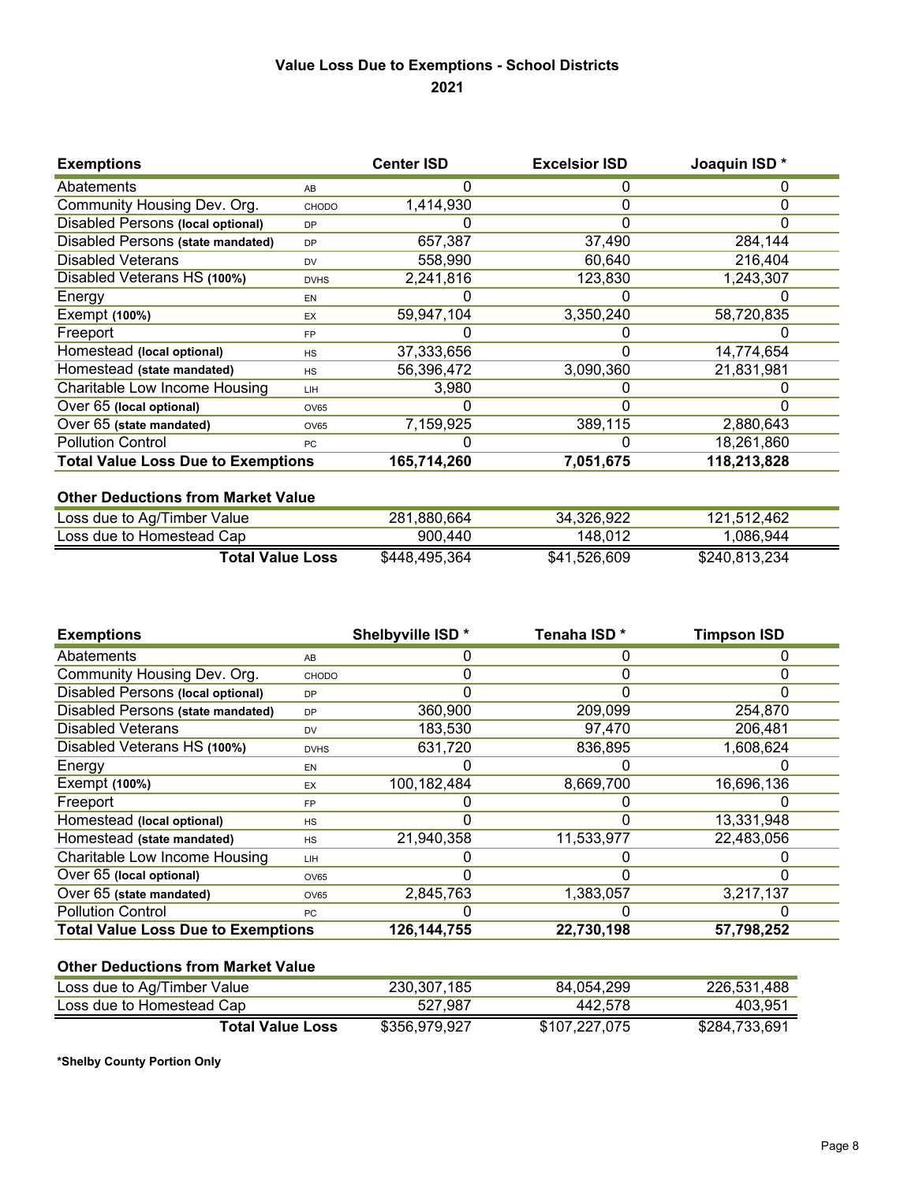# Value Loss Due to Exemptions - School Districts

## 2021

| Exemptions | | Center ISD | Excelsior ISD | Joaquin ISD * |
|---|---|---|---|---|
| Abatements | AB | 0 | 0 | 0 |
| Community Housing Dev. Org. | CHODO | 1,414,930 | 0 | 0 |
| Disabled Persons **(local optional)** | DP | 0 | 0 | 0 |
| Disabled Persons **(state mandated)** | DP | 657,387 | 37,490 | 284,144 |
| Disabled Veterans | DV | 558,990 | 60,640 | 216,404 |
| Disabled Veterans HS **(100%)** | DVHS | 2,241,816 | 123,830 | 1,243,307 |
| Energy | EN | 0 | 0 | 0 |
| Exempt **(100%)** | EX | 59,947,104 | 3,350,240 | 58,720,835 |
| Freeport | FP | 0 | 0 | 0 |
| Homestead **(local optional)** | HS | 37,333,656 | 0 | 14,774,654 |
| Homestead **(state mandated)** | HS | 56,396,472 | 3,090,360 | 21,831,981 |
| Charitable Low Income Housing | LIH | 3,980 | 0 | 0 |
| Over 65 **(local optional)** | OV65 | 0 | 0 | 0 |
| Over 65 **(state mandated)** | OV65 | 7,159,925 | 389,115 | 2,880,643 |
| Pollution Control | PC | 0 | 0 | 18,261,860 |
| **Total Value Loss Due to Exemptions** | | **165,714,260** | **7,051,675** | **118,213,828** |
| **Other Deductions from Market Value** | | | | |
| Loss due to Ag/Timber Value | | 281,880,664 | 34,326,922 | 121,512,462 |
| Loss due to Homestead Cap | | 900,440 | 148,012 | 1,086,944 |
| **Total Value Loss** | | $448,495,364 | $41,526,609 | $240,813,234 |

| Exemptions | | Shelbyville ISD * | Tenaha ISD * | Timpson ISD |
|---|---|---|---|---|
| Abatements | AB | 0 | 0 | 0 |
| Community Housing Dev. Org. | CHODO | 0 | 0 | 0 |
| Disabled Persons **(local optional)** | DP | 0 | 0 | 0 |
| Disabled Persons **(state mandated)** | DP | 360,900 | 209,099 | 254,870 |
| Disabled Veterans | DV | 183,530 | 97,470 | 206,481 |
| Disabled Veterans HS **(100%)** | DVHS | 631,720 | 836,895 | 1,608,624 |
| Energy | EN | 0 | 0 | 0 |
| Exempt **(100%)** | EX | 100,182,484 | 8,669,700 | 16,696,136 |
| Freeport | FP | 0 | 0 | 0 |
| Homestead **(local optional)** | HS | 0 | 0 | 13,331,948 |
| Homestead **(state mandated)** | HS | 21,940,358 | 11,533,977 | 22,483,056 |
| Charitable Low Income Housing | LIH | 0 | 0 | 0 |
| Over 65 **(local optional)** | OV65 | 0 | 0 | 0 |
| Over 65 **(state mandated)** | OV65 | 2,845,763 | 1,383,057 | 3,217,137 |
| Pollution Control | PC | 0 | 0 | 0 |
| **Total Value Loss Due to Exemptions** | | **126,144,755** | **22,730,198** | **57,798,252** |
| **Other Deductions from Market Value** | | | | |
| Loss due to Ag/Timber Value | | 230,307,185 | 84,054,299 | 226,531,488 |
| Loss due to Homestead Cap | | 527,987 | 442,578 | 403,951 |
| **Total Value Loss** | | $356,979,927 | $107,227,075 | $284,733,691 |

**\*Shelby County Portion Only**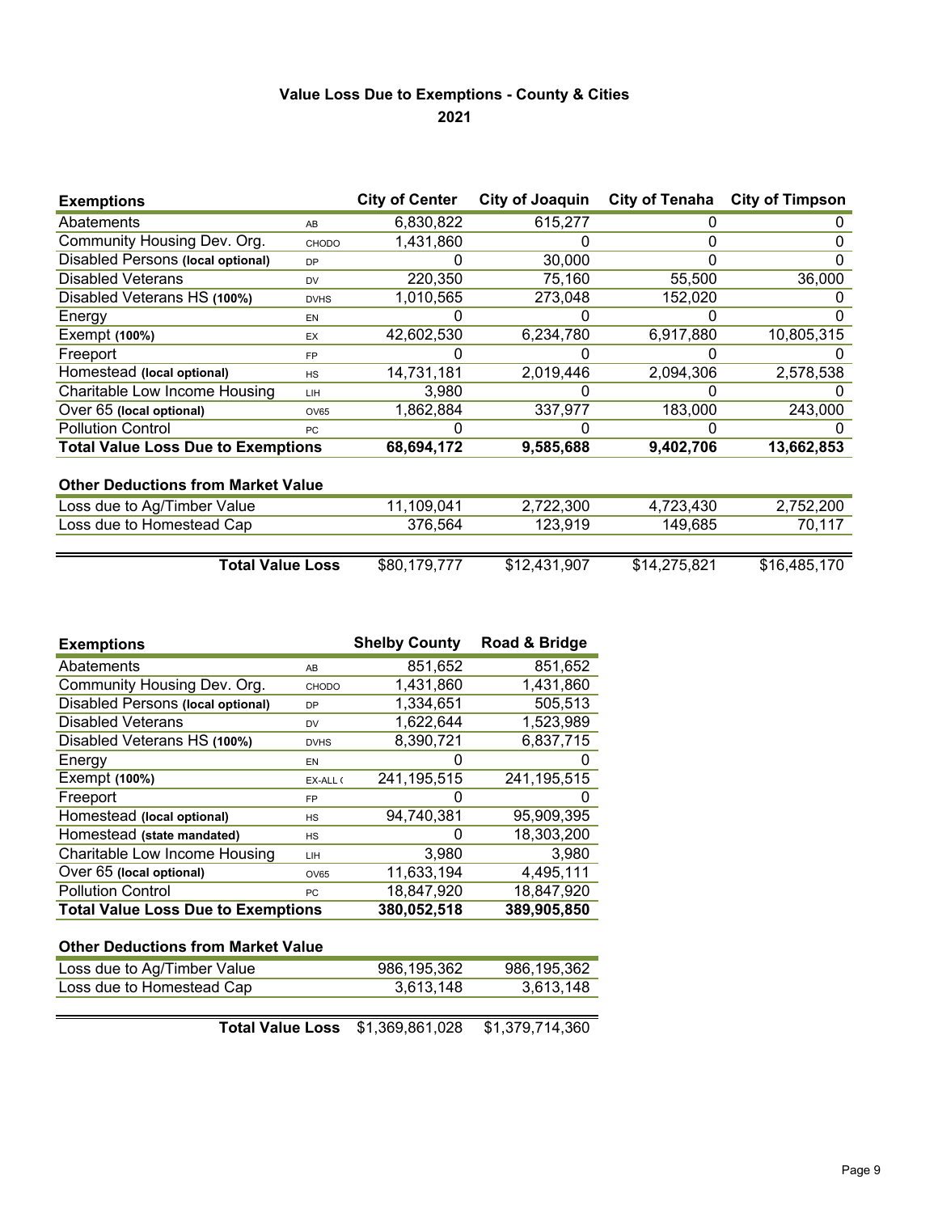## Value Loss Due to Exemptions - County & Cities
## 2021

| Exemptions | | City of Center | City of Joaquin | City of Tenaha | City of Timpson |
|---|---|---|---|---|---|
| Abatements | AB | 6,830,822 | 615,277 | 0 | 0 |
| Community Housing Dev. Org. | CHODO | 1,431,860 | 0 | 0 | 0 |
| Disabled Persons **(local optional)** | DP | 0 | 30,000 | 0 | 0 |
| Disabled Veterans | DV | 220,350 | 75,160 | 55,500 | 36,000 |
| Disabled Veterans HS **(100%)** | DVHS | 1,010,565 | 273,048 | 152,020 | 0 |
| Energy | EN | 0 | 0 | 0 | 0 |
| Exempt **(100%)** | EX | 42,602,530 | 6,234,780 | 6,917,880 | 10,805,315 |
| Freeport | FP | 0 | 0 | 0 | 0 |
| Homestead **(local optional)** | HS | 14,731,181 | 2,019,446 | 2,094,306 | 2,578,538 |
| Charitable Low Income Housing | LIH | 3,980 | 0 | 0 | 0 |
| Over 65 **(local optional)** | OV65 | 1,862,884 | 337,977 | 183,000 | 243,000 |
| Pollution Control | PC | 0 | 0 | 0 | 0 |
| **Total Value Loss Due to Exemptions** | | **68,694,172** | **9,585,688** | **9,402,706** | **13,662,853** |
| **Other Deductions from Market Value** | | | | | |
| Loss due to Ag/Timber Value | | 11,109,041 | 2,722,300 | 4,723,430 | 2,752,200 |
| Loss due to Homestead Cap | | 376,564 | 123,919 | 149,685 | 70,117 |
| **Total Value Loss** | | $80,179,777 | $12,431,907 | $14,275,821 | $16,485,170 |

| Exemptions | | Shelby County | Road & Bridge |
|---|---|---|---|
| Abatements | AB | 851,652 | 851,652 |
| Community Housing Dev. Org. | CHODO | 1,431,860 | 1,431,860 |
| Disabled Persons **(local optional)** | DP | 1,334,651 | 505,513 |
| Disabled Veterans | DV | 1,622,644 | 1,523,989 |
| Disabled Veterans HS **(100%)** | DVHS | 8,390,721 | 6,837,715 |
| Energy | EN | 0 | 0 |
| Exempt **(100%)** | EX-ALL ( | 241,195,515 | 241,195,515 |
| Freeport | FP | 0 | 0 |
| Homestead **(local optional)** | HS | 94,740,381 | 95,909,395 |
| Homestead **(state mandated)** | HS | 0 | 18,303,200 |
| Charitable Low Income Housing | LIH | 3,980 | 3,980 |
| Over 65 **(local optional)** | OV65 | 11,633,194 | 4,495,111 |
| Pollution Control | PC | 18,847,920 | 18,847,920 |
| **Total Value Loss Due to Exemptions** | | **380,052,518** | **389,905,850** |
| **Other Deductions from Market Value** | | | |
| Loss due to Ag/Timber Value | | 986,195,362 | 986,195,362 |
| Loss due to Homestead Cap | | 3,613,148 | 3,613,148 |
| **Total Value Loss** | | $1,369,861,028 | $1,379,714,360 |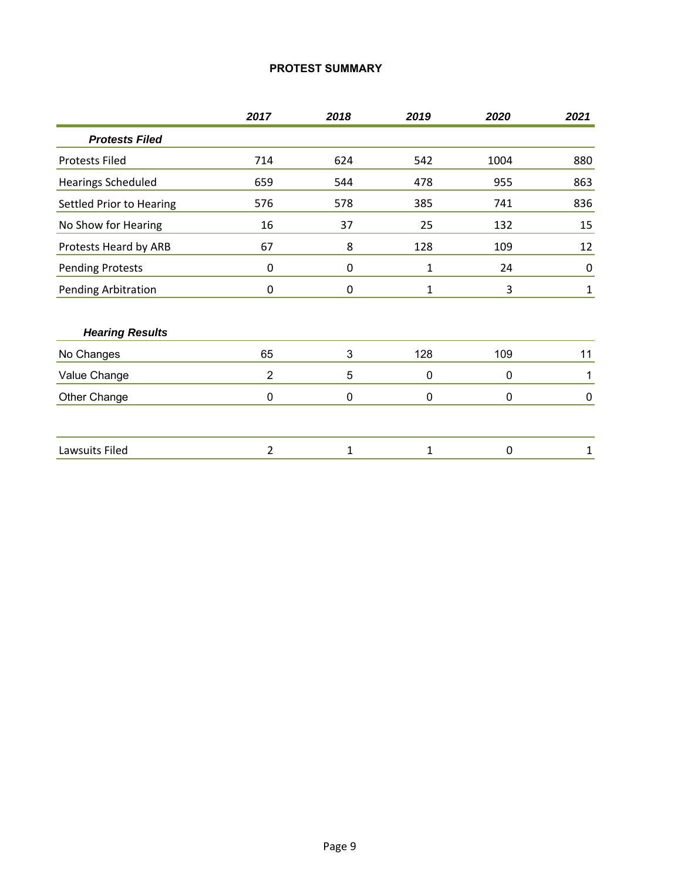## PROTEST SUMMARY

| | 2017 | 2018 | 2019 | 2020 | 2021 |
|---|---|---|---|---|---|
| ***Protests Filed*** | | | | | |
| Protests Filed | 714 | 624 | 542 | 1004 | 880 |
| Hearings Scheduled | 659 | 544 | 478 | 955 | 863 |
| Settled Prior to Hearing | 576 | 578 | 385 | 741 | 836 |
| No Show for Hearing | 16 | 37 | 25 | 132 | 15 |
| Protests Heard by ARB | 67 | 8 | 128 | 109 | 12 |
| Pending Protests | 0 | 0 | 1 | 24 | 0 |
| Pending Arbitration | 0 | 0 | 1 | 3 | 1 |
| ***Hearing Results*** | | | | | |
| No Changes | 65 | 3 | 128 | 109 | 11 |
| Value Change | 2 | 5 | 0 | 0 | 1 |
| Other Change | 0 | 0 | 0 | 0 | 0 |
| Lawsuits Filed | 2 | 1 | 1 | 0 | 1 |